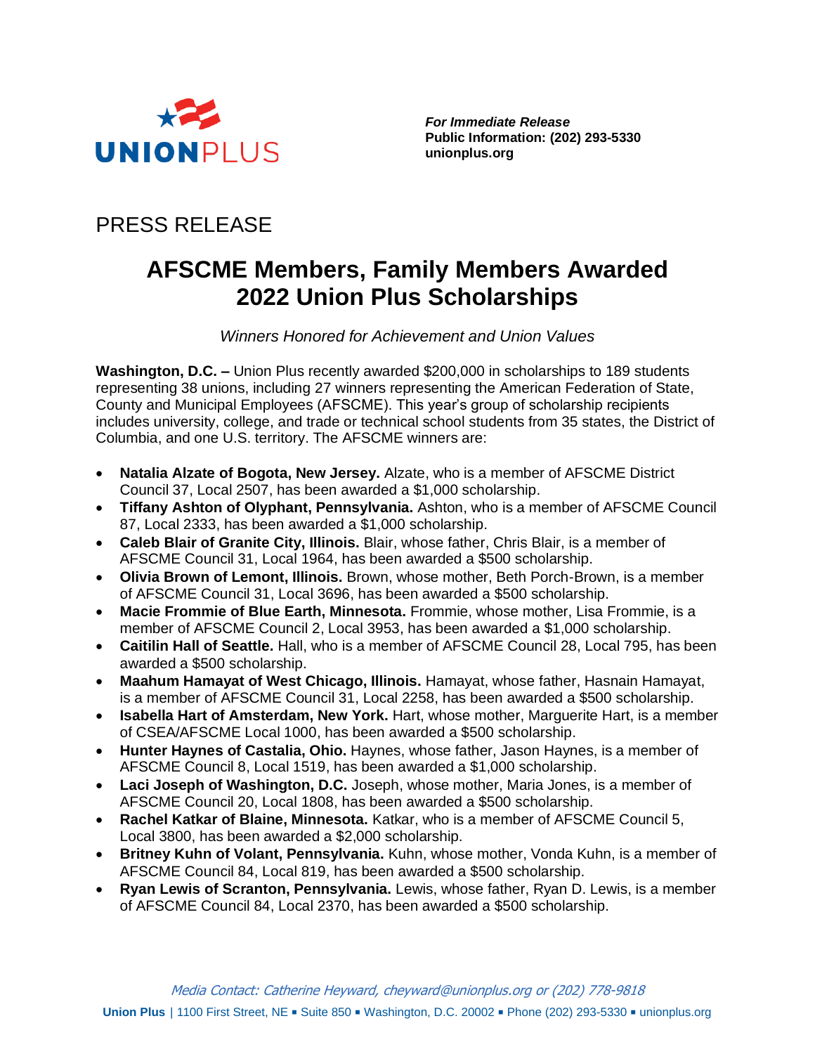UNIONPLUS

***For Immediate Release***
**Public Information: (202) 293-5330**
**unionplus.org**

PRESS RELEASE

# AFSCME Members, Family Members Awarded 2022 Union Plus Scholarships

*Winners Honored for Achievement and Union Values*

**Washington, D.C. –** Union Plus recently awarded $200,000 in scholarships to 189 students representing 38 unions, including 27 winners representing the American Federation of State, County and Municipal Employees (AFSCME). This year's group of scholarship recipients includes university, college, and trade or technical school students from 35 states, the District of Columbia, and one U.S. territory. The AFSCME winners are:

- **Natalia Alzate of Bogota, New Jersey.** Alzate, who is a member of AFSCME District Council 37, Local 2507, has been awarded a $1,000 scholarship.
- **Tiffany Ashton of Olyphant, Pennsylvania.** Ashton, who is a member of AFSCME Council 87, Local 2333, has been awarded a $1,000 scholarship.
- **Caleb Blair of Granite City, Illinois.** Blair, whose father, Chris Blair, is a member of AFSCME Council 31, Local 1964, has been awarded a $500 scholarship.
- **Olivia Brown of Lemont, Illinois.** Brown, whose mother, Beth Porch-Brown, is a member of AFSCME Council 31, Local 3696, has been awarded a $500 scholarship.
- **Macie Frommie of Blue Earth, Minnesota.** Frommie, whose mother, Lisa Frommie, is a member of AFSCME Council 2, Local 3953, has been awarded a $1,000 scholarship.
- **Caitilin Hall of Seattle.** Hall, who is a member of AFSCME Council 28, Local 795, has been awarded a $500 scholarship.
- **Maahum Hamayat of West Chicago, Illinois.** Hamayat, whose father, Hasnain Hamayat, is a member of AFSCME Council 31, Local 2258, has been awarded a $500 scholarship.
- **Isabella Hart of Amsterdam, New York.** Hart, whose mother, Marguerite Hart, is a member of CSEA/AFSCME Local 1000, has been awarded a $500 scholarship.
- **Hunter Haynes of Castalia, Ohio.** Haynes, whose father, Jason Haynes, is a member of AFSCME Council 8, Local 1519, has been awarded a $1,000 scholarship.
- **Laci Joseph of Washington, D.C.** Joseph, whose mother, Maria Jones, is a member of AFSCME Council 20, Local 1808, has been awarded a $500 scholarship.
- **Rachel Katkar of Blaine, Minnesota.** Katkar, who is a member of AFSCME Council 5, Local 3800, has been awarded a $2,000 scholarship.
- **Britney Kuhn of Volant, Pennsylvania.** Kuhn, whose mother, Vonda Kuhn, is a member of AFSCME Council 84, Local 819, has been awarded a $500 scholarship.
- **Ryan Lewis of Scranton, Pennsylvania.** Lewis, whose father, Ryan D. Lewis, is a member of AFSCME Council 84, Local 2370, has been awarded a $500 scholarship.

*Media Contact: Catherine Heyward, cheyward@unionplus.org or (202) 778-9818*

**Union Plus** | 1100 First Street, NE ▪ Suite 850 ▪ Washington, D.C. 20002 ▪ Phone (202) 293-5330 ▪ unionplus.org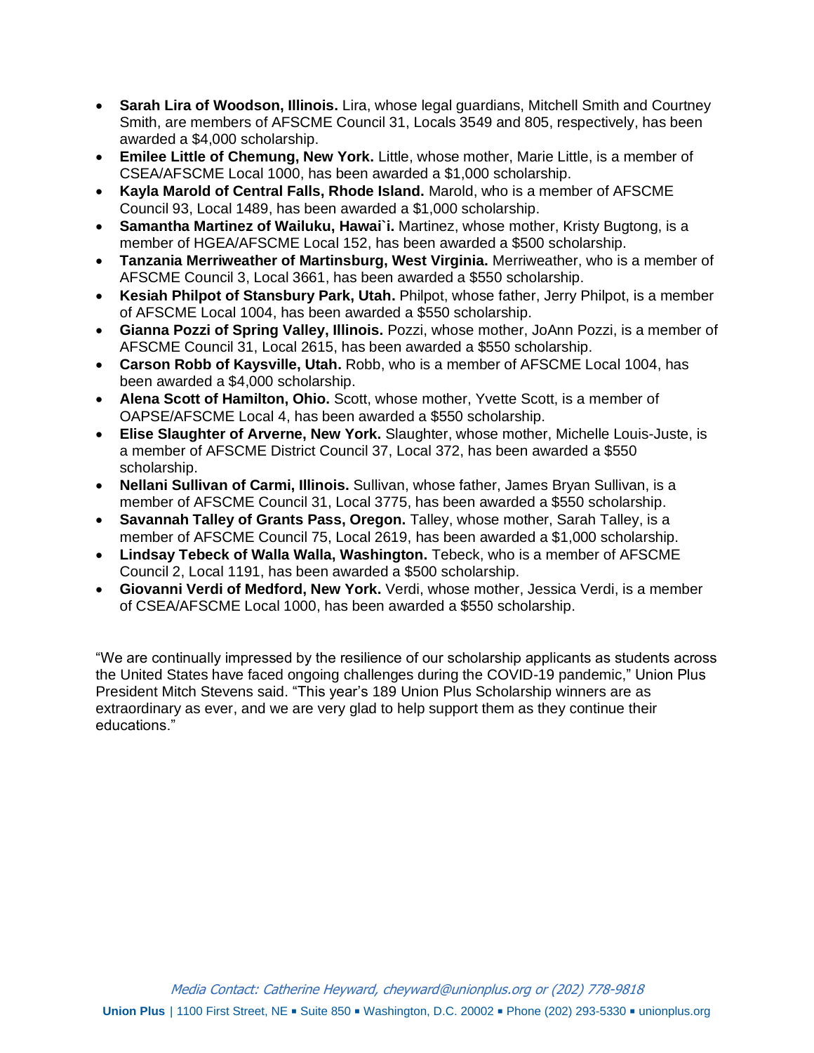- **Sarah Lira of Woodson, Illinois.** Lira, whose legal guardians, Mitchell Smith and Courtney Smith, are members of AFSCME Council 31, Locals 3549 and 805, respectively, has been awarded a $4,000 scholarship.
- **Emilee Little of Chemung, New York.** Little, whose mother, Marie Little, is a member of CSEA/AFSCME Local 1000, has been awarded a $1,000 scholarship.
- **Kayla Marold of Central Falls, Rhode Island.** Marold, who is a member of AFSCME Council 93, Local 1489, has been awarded a $1,000 scholarship.
- **Samantha Martinez of Wailuku, Hawai`i.** Martinez, whose mother, Kristy Bugtong, is a member of HGEA/AFSCME Local 152, has been awarded a $500 scholarship.
- **Tanzania Merriweather of Martinsburg, West Virginia.** Merriweather, who is a member of AFSCME Council 3, Local 3661, has been awarded a $550 scholarship.
- **Kesiah Philpot of Stansbury Park, Utah.** Philpot, whose father, Jerry Philpot, is a member of AFSCME Local 1004, has been awarded a $550 scholarship.
- **Gianna Pozzi of Spring Valley, Illinois.** Pozzi, whose mother, JoAnn Pozzi, is a member of AFSCME Council 31, Local 2615, has been awarded a $550 scholarship.
- **Carson Robb of Kaysville, Utah.** Robb, who is a member of AFSCME Local 1004, has been awarded a $4,000 scholarship.
- **Alena Scott of Hamilton, Ohio.** Scott, whose mother, Yvette Scott, is a member of OAPSE/AFSCME Local 4, has been awarded a $550 scholarship.
- **Elise Slaughter of Arverne, New York.** Slaughter, whose mother, Michelle Louis-Juste, is a member of AFSCME District Council 37, Local 372, has been awarded a $550 scholarship.
- **Nellani Sullivan of Carmi, Illinois.** Sullivan, whose father, James Bryan Sullivan, is a member of AFSCME Council 31, Local 3775, has been awarded a $550 scholarship.
- **Savannah Talley of Grants Pass, Oregon.** Talley, whose mother, Sarah Talley, is a member of AFSCME Council 75, Local 2619, has been awarded a $1,000 scholarship.
- **Lindsay Tebeck of Walla Walla, Washington.** Tebeck, who is a member of AFSCME Council 2, Local 1191, has been awarded a $500 scholarship.
- **Giovanni Verdi of Medford, New York.** Verdi, whose mother, Jessica Verdi, is a member of CSEA/AFSCME Local 1000, has been awarded a $550 scholarship.

"We are continually impressed by the resilience of our scholarship applicants as students across the United States have faced ongoing challenges during the COVID-19 pandemic," Union Plus President Mitch Stevens said. "This year's 189 Union Plus Scholarship winners are as extraordinary as ever, and we are very glad to help support them as they continue their educations."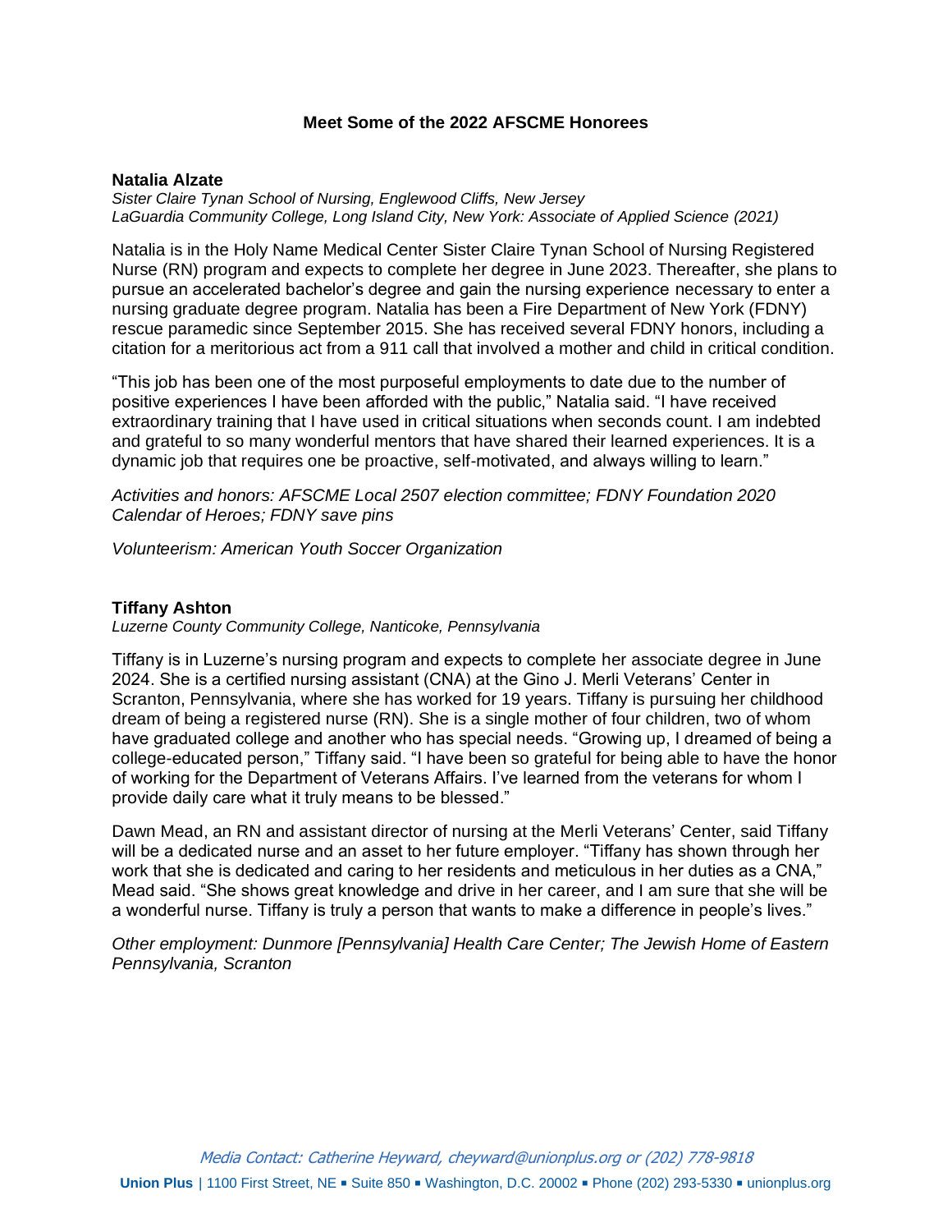## Meet Some of the 2022 AFSCME Honorees

### Natalia Alzate

*Sister Claire Tynan School of Nursing, Englewood Cliffs, New Jersey*
*LaGuardia Community College, Long Island City, New York: Associate of Applied Science (2021)*

Natalia is in the Holy Name Medical Center Sister Claire Tynan School of Nursing Registered Nurse (RN) program and expects to complete her degree in June 2023. Thereafter, she plans to pursue an accelerated bachelor's degree and gain the nursing experience necessary to enter a nursing graduate degree program. Natalia has been a Fire Department of New York (FDNY) rescue paramedic since September 2015. She has received several FDNY honors, including a citation for a meritorious act from a 911 call that involved a mother and child in critical condition.

"This job has been one of the most purposeful employments to date due to the number of positive experiences I have been afforded with the public," Natalia said. "I have received extraordinary training that I have used in critical situations when seconds count. I am indebted and grateful to so many wonderful mentors that have shared their learned experiences. It is a dynamic job that requires one be proactive, self-motivated, and always willing to learn."

*Activities and honors: AFSCME Local 2507 election committee; FDNY Foundation 2020 Calendar of Heroes; FDNY save pins*

*Volunteerism: American Youth Soccer Organization*

### Tiffany Ashton

*Luzerne County Community College, Nanticoke, Pennsylvania*

Tiffany is in Luzerne's nursing program and expects to complete her associate degree in June 2024. She is a certified nursing assistant (CNA) at the Gino J. Merli Veterans' Center in Scranton, Pennsylvania, where she has worked for 19 years. Tiffany is pursuing her childhood dream of being a registered nurse (RN). She is a single mother of four children, two of whom have graduated college and another who has special needs. "Growing up, I dreamed of being a college-educated person," Tiffany said. "I have been so grateful for being able to have the honor of working for the Department of Veterans Affairs. I've learned from the veterans for whom I provide daily care what it truly means to be blessed."

Dawn Mead, an RN and assistant director of nursing at the Merli Veterans' Center, said Tiffany will be a dedicated nurse and an asset to her future employer. "Tiffany has shown through her work that she is dedicated and caring to her residents and meticulous in her duties as a CNA," Mead said. "She shows great knowledge and drive in her career, and I am sure that she will be a wonderful nurse. Tiffany is truly a person that wants to make a difference in people's lives."

*Other employment: Dunmore [Pennsylvania] Health Care Center; The Jewish Home of Eastern Pennsylvania, Scranton*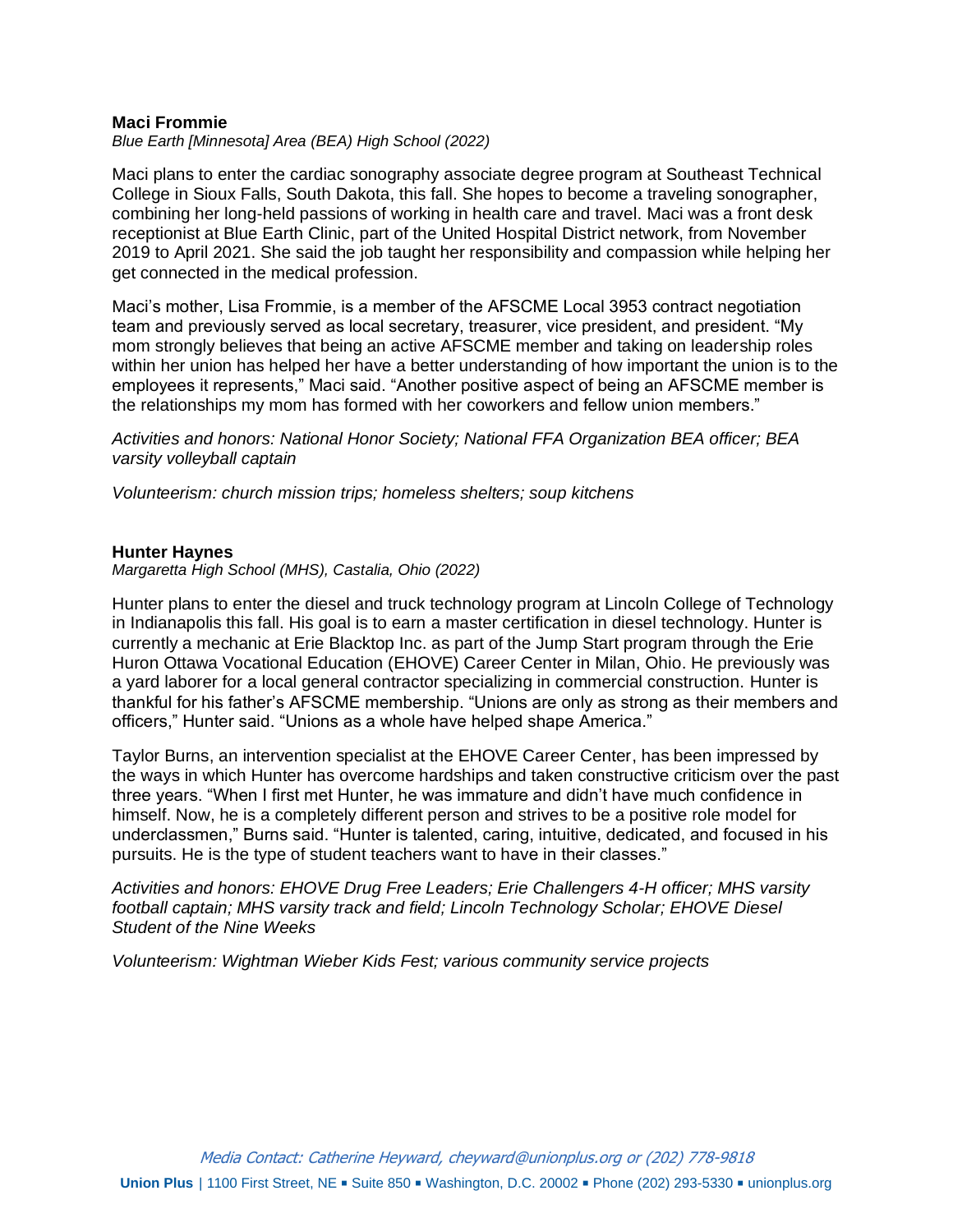**Maci Frommie**

*Blue Earth [Minnesota] Area (BEA) High School (2022)*

Maci plans to enter the cardiac sonography associate degree program at Southeast Technical College in Sioux Falls, South Dakota, this fall. She hopes to become a traveling sonographer, combining her long-held passions of working in health care and travel. Maci was a front desk receptionist at Blue Earth Clinic, part of the United Hospital District network, from November 2019 to April 2021. She said the job taught her responsibility and compassion while helping her get connected in the medical profession.

Maci's mother, Lisa Frommie, is a member of the AFSCME Local 3953 contract negotiation team and previously served as local secretary, treasurer, vice president, and president. "My mom strongly believes that being an active AFSCME member and taking on leadership roles within her union has helped her have a better understanding of how important the union is to the employees it represents," Maci said. "Another positive aspect of being an AFSCME member is the relationships my mom has formed with her coworkers and fellow union members."

*Activities and honors: National Honor Society; National FFA Organization BEA officer; BEA varsity volleyball captain*

*Volunteerism: church mission trips; homeless shelters; soup kitchens*

**Hunter Haynes**

*Margaretta High School (MHS), Castalia, Ohio (2022)*

Hunter plans to enter the diesel and truck technology program at Lincoln College of Technology in Indianapolis this fall. His goal is to earn a master certification in diesel technology. Hunter is currently a mechanic at Erie Blacktop Inc. as part of the Jump Start program through the Erie Huron Ottawa Vocational Education (EHOVE) Career Center in Milan, Ohio. He previously was a yard laborer for a local general contractor specializing in commercial construction. Hunter is thankful for his father's AFSCME membership. "Unions are only as strong as their members and officers," Hunter said. "Unions as a whole have helped shape America."

Taylor Burns, an intervention specialist at the EHOVE Career Center, has been impressed by the ways in which Hunter has overcome hardships and taken constructive criticism over the past three years. "When I first met Hunter, he was immature and didn't have much confidence in himself. Now, he is a completely different person and strives to be a positive role model for underclassmen," Burns said. "Hunter is talented, caring, intuitive, dedicated, and focused in his pursuits. He is the type of student teachers want to have in their classes."

*Activities and honors: EHOVE Drug Free Leaders; Erie Challengers 4-H officer; MHS varsity football captain; MHS varsity track and field; Lincoln Technology Scholar; EHOVE Diesel Student of the Nine Weeks*

*Volunteerism: Wightman Wieber Kids Fest; various community service projects*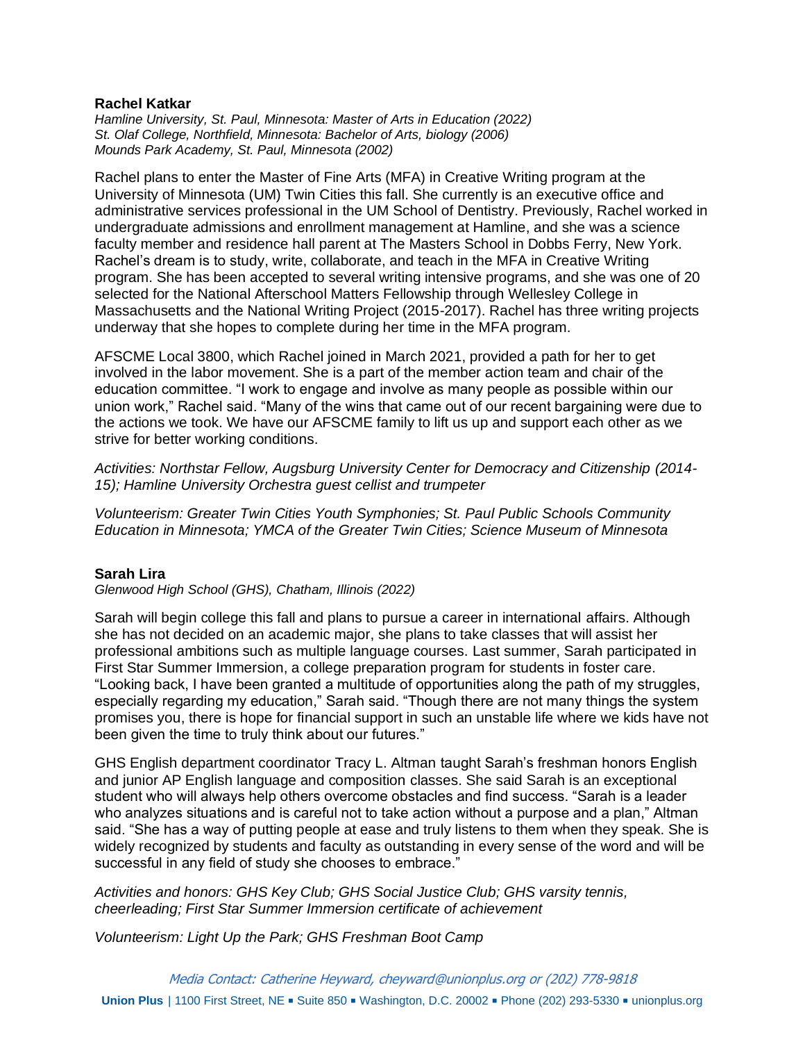**Rachel Katkar**

*Hamline University, St. Paul, Minnesota: Master of Arts in Education (2022)*
*St. Olaf College, Northfield, Minnesota: Bachelor of Arts, biology (2006)*
*Mounds Park Academy, St. Paul, Minnesota (2002)*

Rachel plans to enter the Master of Fine Arts (MFA) in Creative Writing program at the University of Minnesota (UM) Twin Cities this fall. She currently is an executive office and administrative services professional in the UM School of Dentistry. Previously, Rachel worked in undergraduate admissions and enrollment management at Hamline, and she was a science faculty member and residence hall parent at The Masters School in Dobbs Ferry, New York. Rachel's dream is to study, write, collaborate, and teach in the MFA in Creative Writing program. She has been accepted to several writing intensive programs, and she was one of 20 selected for the National Afterschool Matters Fellowship through Wellesley College in Massachusetts and the National Writing Project (2015-2017). Rachel has three writing projects underway that she hopes to complete during her time in the MFA program.

AFSCME Local 3800, which Rachel joined in March 2021, provided a path for her to get involved in the labor movement. She is a part of the member action team and chair of the education committee. "I work to engage and involve as many people as possible within our union work," Rachel said. "Many of the wins that came out of our recent bargaining were due to the actions we took. We have our AFSCME family to lift us up and support each other as we strive for better working conditions.

*Activities: Northstar Fellow, Augsburg University Center for Democracy and Citizenship (2014-15); Hamline University Orchestra guest cellist and trumpeter*

*Volunteerism: Greater Twin Cities Youth Symphonies; St. Paul Public Schools Community Education in Minnesota; YMCA of the Greater Twin Cities; Science Museum of Minnesota*

**Sarah Lira**

*Glenwood High School (GHS), Chatham, Illinois (2022)*

Sarah will begin college this fall and plans to pursue a career in international affairs. Although she has not decided on an academic major, she plans to take classes that will assist her professional ambitions such as multiple language courses. Last summer, Sarah participated in First Star Summer Immersion, a college preparation program for students in foster care. "Looking back, I have been granted a multitude of opportunities along the path of my struggles, especially regarding my education," Sarah said. "Though there are not many things the system promises you, there is hope for financial support in such an unstable life where we kids have not been given the time to truly think about our futures."

GHS English department coordinator Tracy L. Altman taught Sarah's freshman honors English and junior AP English language and composition classes. She said Sarah is an exceptional student who will always help others overcome obstacles and find success. "Sarah is a leader who analyzes situations and is careful not to take action without a purpose and a plan," Altman said. "She has a way of putting people at ease and truly listens to them when they speak. She is widely recognized by students and faculty as outstanding in every sense of the word and will be successful in any field of study she chooses to embrace."

*Activities and honors: GHS Key Club; GHS Social Justice Club; GHS varsity tennis, cheerleading; First Star Summer Immersion certificate of achievement*

*Volunteerism: Light Up the Park; GHS Freshman Boot Camp*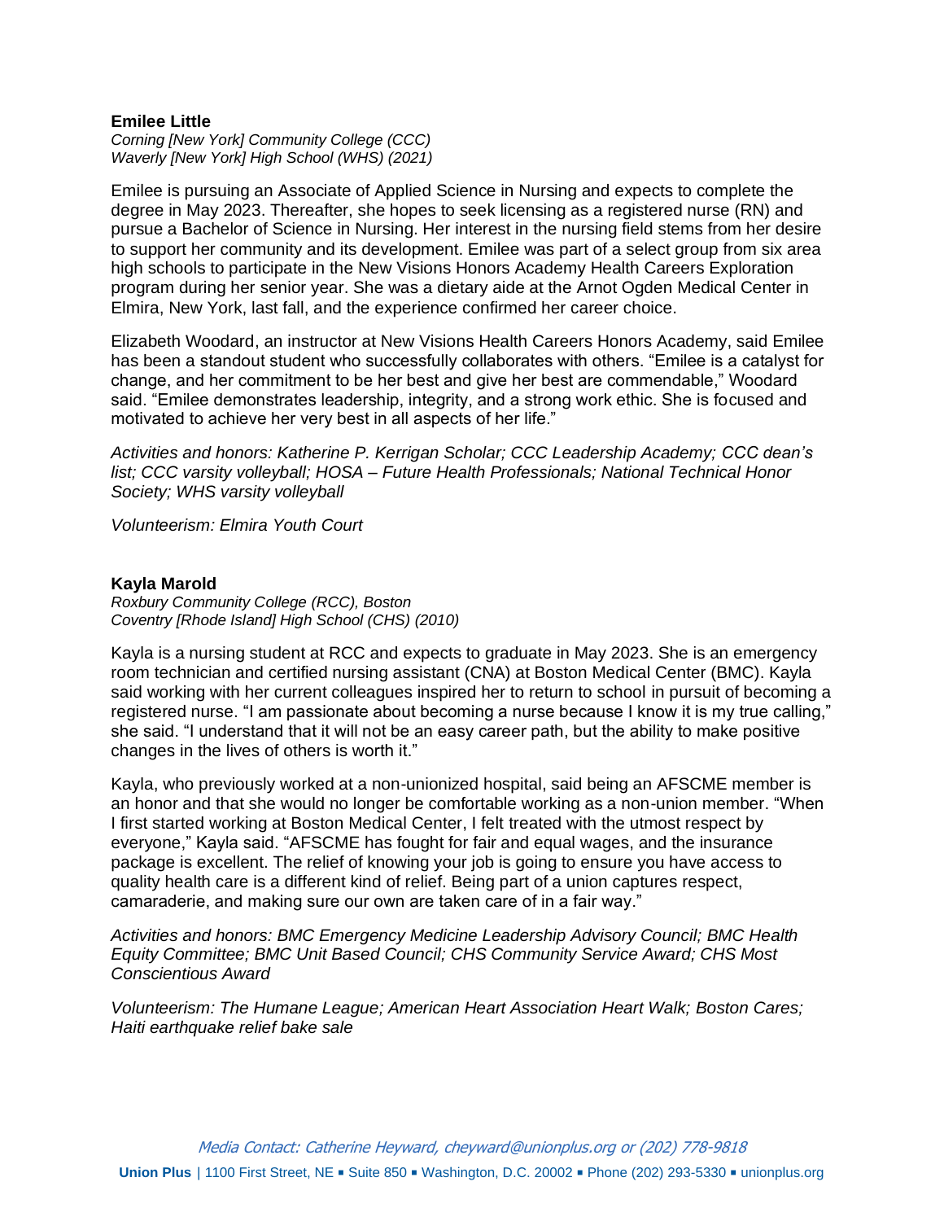**Emilee Little**

*Corning [New York] Community College (CCC)*
*Waverly [New York] High School (WHS) (2021)*

Emilee is pursuing an Associate of Applied Science in Nursing and expects to complete the degree in May 2023. Thereafter, she hopes to seek licensing as a registered nurse (RN) and pursue a Bachelor of Science in Nursing. Her interest in the nursing field stems from her desire to support her community and its development. Emilee was part of a select group from six area high schools to participate in the New Visions Honors Academy Health Careers Exploration program during her senior year. She was a dietary aide at the Arnot Ogden Medical Center in Elmira, New York, last fall, and the experience confirmed her career choice.

Elizabeth Woodard, an instructor at New Visions Health Careers Honors Academy, said Emilee has been a standout student who successfully collaborates with others. "Emilee is a catalyst for change, and her commitment to be her best and give her best are commendable," Woodard said. "Emilee demonstrates leadership, integrity, and a strong work ethic. She is focused and motivated to achieve her very best in all aspects of her life."

*Activities and honors: Katherine P. Kerrigan Scholar; CCC Leadership Academy; CCC dean's list; CCC varsity volleyball; HOSA – Future Health Professionals; National Technical Honor Society; WHS varsity volleyball*

*Volunteerism: Elmira Youth Court*

**Kayla Marold**

*Roxbury Community College (RCC), Boston*
*Coventry [Rhode Island] High School (CHS) (2010)*

Kayla is a nursing student at RCC and expects to graduate in May 2023. She is an emergency room technician and certified nursing assistant (CNA) at Boston Medical Center (BMC). Kayla said working with her current colleagues inspired her to return to school in pursuit of becoming a registered nurse. "I am passionate about becoming a nurse because I know it is my true calling," she said. "I understand that it will not be an easy career path, but the ability to make positive changes in the lives of others is worth it."

Kayla, who previously worked at a non-unionized hospital, said being an AFSCME member is an honor and that she would no longer be comfortable working as a non-union member. "When I first started working at Boston Medical Center, I felt treated with the utmost respect by everyone," Kayla said. "AFSCME has fought for fair and equal wages, and the insurance package is excellent. The relief of knowing your job is going to ensure you have access to quality health care is a different kind of relief. Being part of a union captures respect, camaraderie, and making sure our own are taken care of in a fair way."

*Activities and honors: BMC Emergency Medicine Leadership Advisory Council; BMC Health Equity Committee; BMC Unit Based Council; CHS Community Service Award; CHS Most Conscientious Award*

*Volunteerism: The Humane League; American Heart Association Heart Walk; Boston Cares; Haiti earthquake relief bake sale*

*Media Contact: Catherine Heyward, cheyward@unionplus.org or (202) 778-9818*

**Union Plus** | 1100 First Street, NE ▪ Suite 850 ▪ Washington, D.C. 20002 ▪ Phone (202) 293-5330 ▪ unionplus.org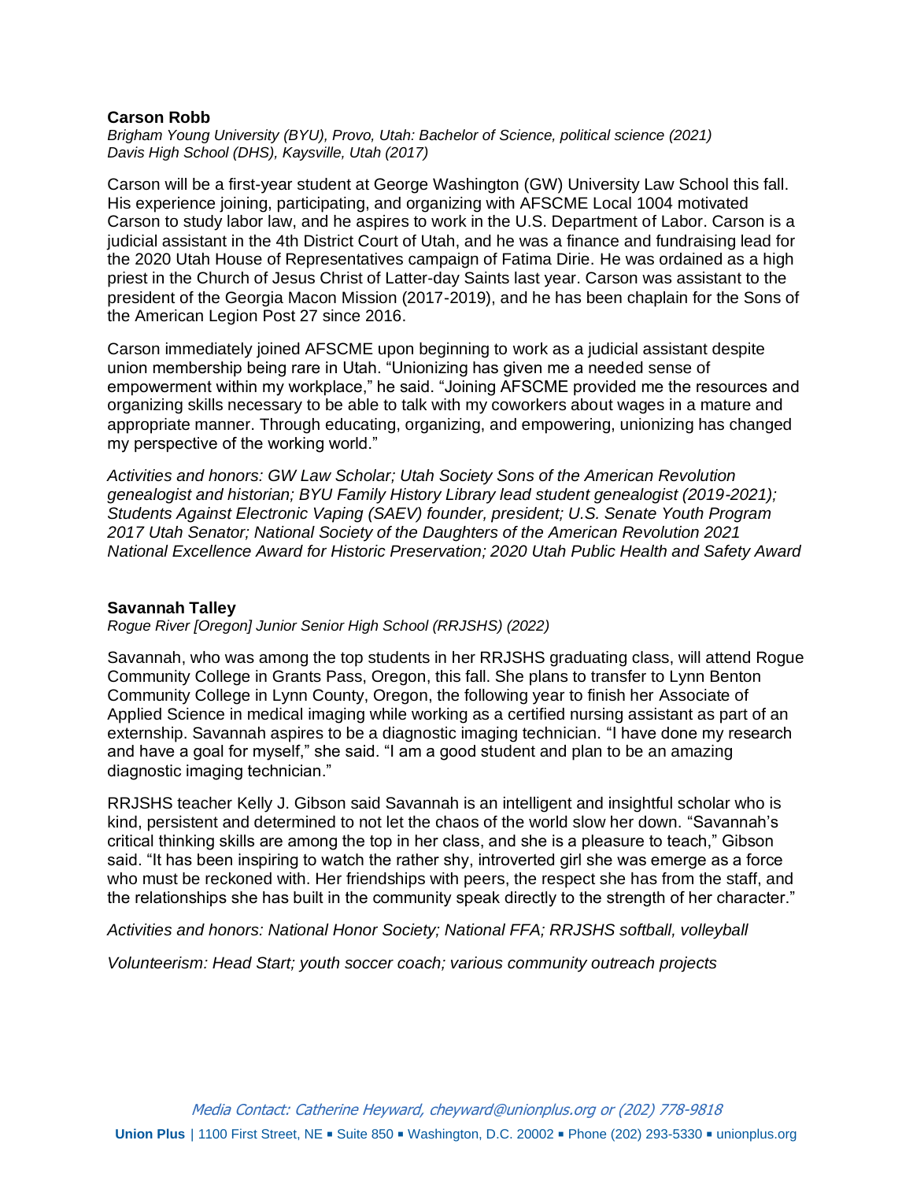**Carson Robb**

*Brigham Young University (BYU), Provo, Utah: Bachelor of Science, political science (2021)*
*Davis High School (DHS), Kaysville, Utah (2017)*

Carson will be a first-year student at George Washington (GW) University Law School this fall. His experience joining, participating, and organizing with AFSCME Local 1004 motivated Carson to study labor law, and he aspires to work in the U.S. Department of Labor. Carson is a judicial assistant in the 4th District Court of Utah, and he was a finance and fundraising lead for the 2020 Utah House of Representatives campaign of Fatima Dirie. He was ordained as a high priest in the Church of Jesus Christ of Latter-day Saints last year. Carson was assistant to the president of the Georgia Macon Mission (2017-2019), and he has been chaplain for the Sons of the American Legion Post 27 since 2016.

Carson immediately joined AFSCME upon beginning to work as a judicial assistant despite union membership being rare in Utah. "Unionizing has given me a needed sense of empowerment within my workplace," he said. "Joining AFSCME provided me the resources and organizing skills necessary to be able to talk with my coworkers about wages in a mature and appropriate manner. Through educating, organizing, and empowering, unionizing has changed my perspective of the working world."

*Activities and honors: GW Law Scholar; Utah Society Sons of the American Revolution genealogist and historian; BYU Family History Library lead student genealogist (2019-2021); Students Against Electronic Vaping (SAEV) founder, president; U.S. Senate Youth Program 2017 Utah Senator; National Society of the Daughters of the American Revolution 2021 National Excellence Award for Historic Preservation; 2020 Utah Public Health and Safety Award*

**Savannah Talley**

*Rogue River [Oregon] Junior Senior High School (RRJSHS) (2022)*

Savannah, who was among the top students in her RRJSHS graduating class, will attend Rogue Community College in Grants Pass, Oregon, this fall. She plans to transfer to Lynn Benton Community College in Lynn County, Oregon, the following year to finish her Associate of Applied Science in medical imaging while working as a certified nursing assistant as part of an externship. Savannah aspires to be a diagnostic imaging technician. "I have done my research and have a goal for myself," she said. "I am a good student and plan to be an amazing diagnostic imaging technician."

RRJSHS teacher Kelly J. Gibson said Savannah is an intelligent and insightful scholar who is kind, persistent and determined to not let the chaos of the world slow her down. "Savannah's critical thinking skills are among the top in her class, and she is a pleasure to teach," Gibson said. "It has been inspiring to watch the rather shy, introverted girl she was emerge as a force who must be reckoned with. Her friendships with peers, the respect she has from the staff, and the relationships she has built in the community speak directly to the strength of her character."

*Activities and honors: National Honor Society; National FFA; RRJSHS softball, volleyball*

*Volunteerism: Head Start; youth soccer coach; various community outreach projects*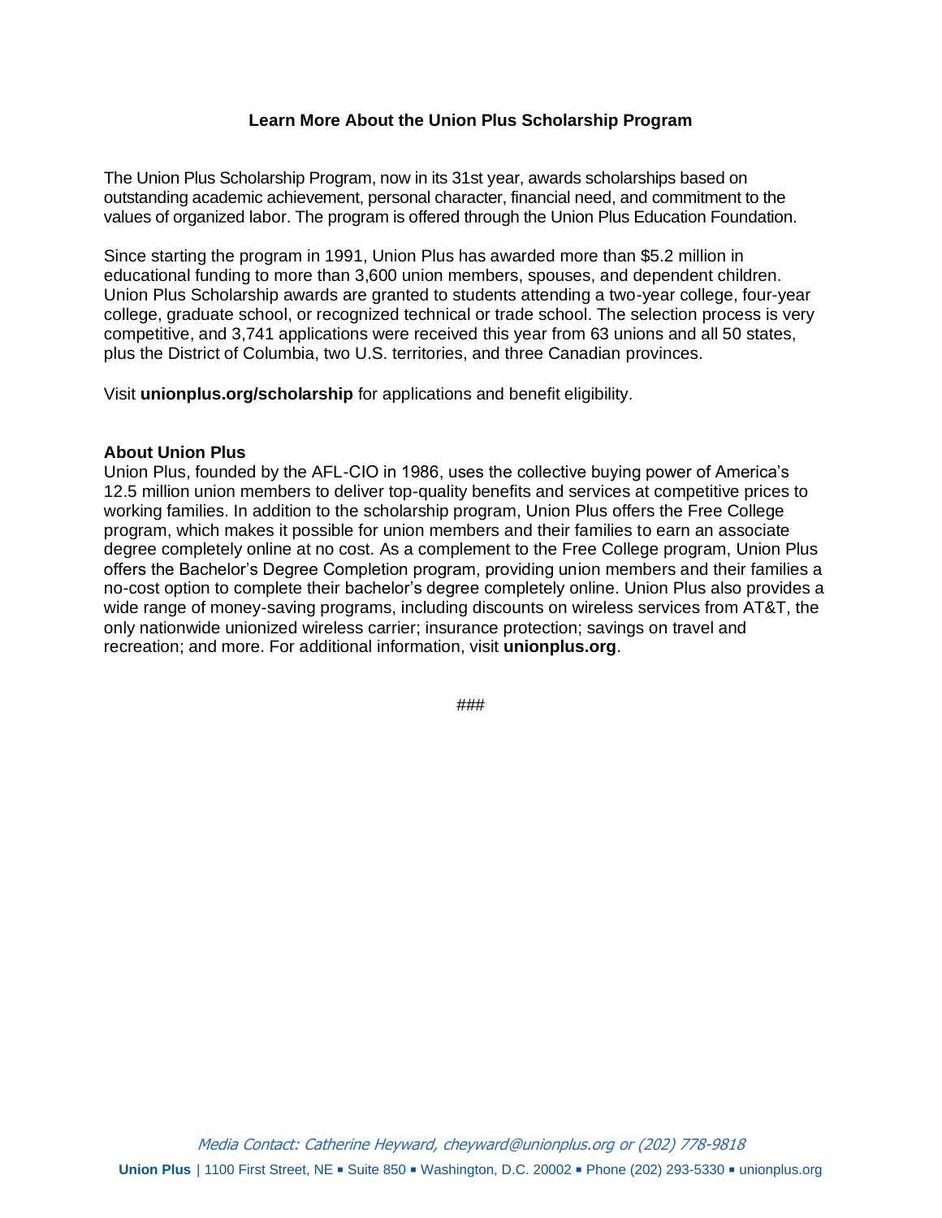## Learn More About the Union Plus Scholarship Program

The Union Plus Scholarship Program, now in its 31st year, awards scholarships based on outstanding academic achievement, personal character, financial need, and commitment to the values of organized labor. The program is offered through the Union Plus Education Foundation.

Since starting the program in 1991, Union Plus has awarded more than $5.2 million in educational funding to more than 3,600 union members, spouses, and dependent children. Union Plus Scholarship awards are granted to students attending a two-year college, four-year college, graduate school, or recognized technical or trade school. The selection process is very competitive, and 3,741 applications were received this year from 63 unions and all 50 states, plus the District of Columbia, two U.S. territories, and three Canadian provinces.

Visit **unionplus.org/scholarship** for applications and benefit eligibility.

**About Union Plus**

Union Plus, founded by the AFL-CIO in 1986, uses the collective buying power of America's 12.5 million union members to deliver top-quality benefits and services at competitive prices to working families. In addition to the scholarship program, Union Plus offers the Free College program, which makes it possible for union members and their families to earn an associate degree completely online at no cost. As a complement to the Free College program, Union Plus offers the Bachelor's Degree Completion program, providing union members and their families a no-cost option to complete their bachelor's degree completely online. Union Plus also provides a wide range of money-saving programs, including discounts on wireless services from AT&T, the only nationwide unionized wireless carrier; insurance protection; savings on travel and recreation; and more. For additional information, visit **unionplus.org**.

###

*Media Contact: Catherine Heyward, cheyward@unionplus.org or (202) 778-9818*

**Union Plus** | 1100 First Street, NE ▪ Suite 850 ▪ Washington, D.C. 20002 ▪ Phone (202) 293-5330 ▪ unionplus.org